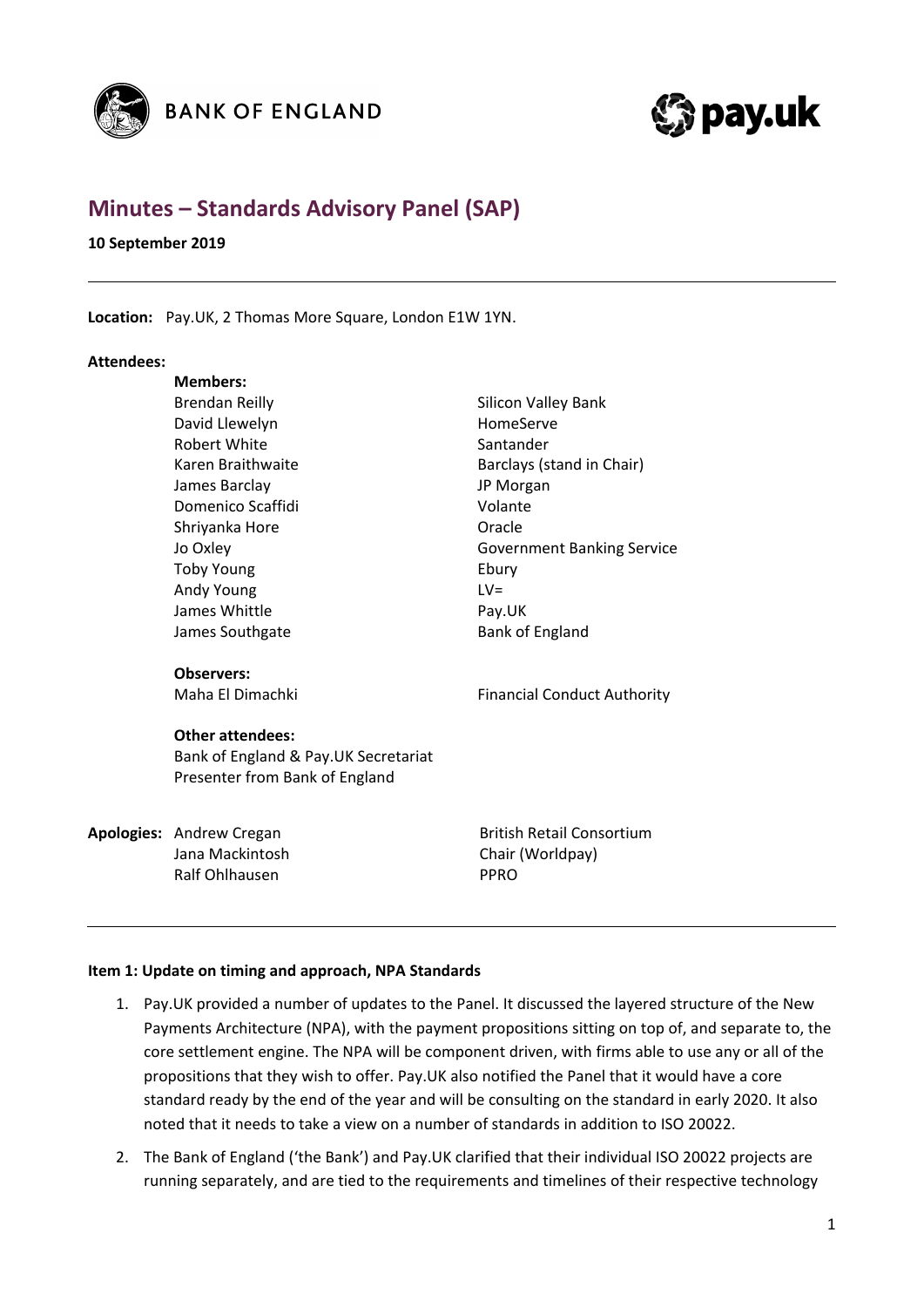# Minutes – Standards Advisory Panel (SAP)

**10 September 2019**

---

**Location:** Pay.UK, 2 Thomas More Square, London E1W 1YN.

**Attendees:**

**Members:**

| | |
|---|---|
| Brendan Reilly | Silicon Valley Bank |
| David Llewelyn | HomeServe |
| Robert White | Santander |
| Karen Braithwaite | Barclays (stand in Chair) |
| James Barclay | JP Morgan |
| Domenico Scaffidi | Volante |
| Shriyanka Hore | Oracle |
| Jo Oxley | Government Banking Service |
| Toby Young | Ebury |
| Andy Young | LV= |
| James Whittle | Pay.UK |
| James Southgate | Bank of England |

**Observers:**

| | |
|---|---|
| Maha El Dimachki | Financial Conduct Authority |

**Other attendees:**

Bank of England & Pay.UK Secretariat
Presenter from Bank of England

**Apologies:**

| | |
|---|---|
| Andrew Cregan | British Retail Consortium |
| Jana Mackintosh | Chair (Worldpay) |
| Ralf Ohlhausen | PPRO |

---

**Item 1: Update on timing and approach, NPA Standards**

1. Pay.UK provided a number of updates to the Panel. It discussed the layered structure of the New Payments Architecture (NPA), with the payment propositions sitting on top of, and separate to, the core settlement engine. The NPA will be component driven, with firms able to use any or all of the propositions that they wish to offer. Pay.UK also notified the Panel that it would have a core standard ready by the end of the year and will be consulting on the standard in early 2020. It also noted that it needs to take a view on a number of standards in addition to ISO 20022.
2. The Bank of England ('the Bank') and Pay.UK clarified that their individual ISO 20022 projects are running separately, and are tied to the requirements and timelines of their respective technology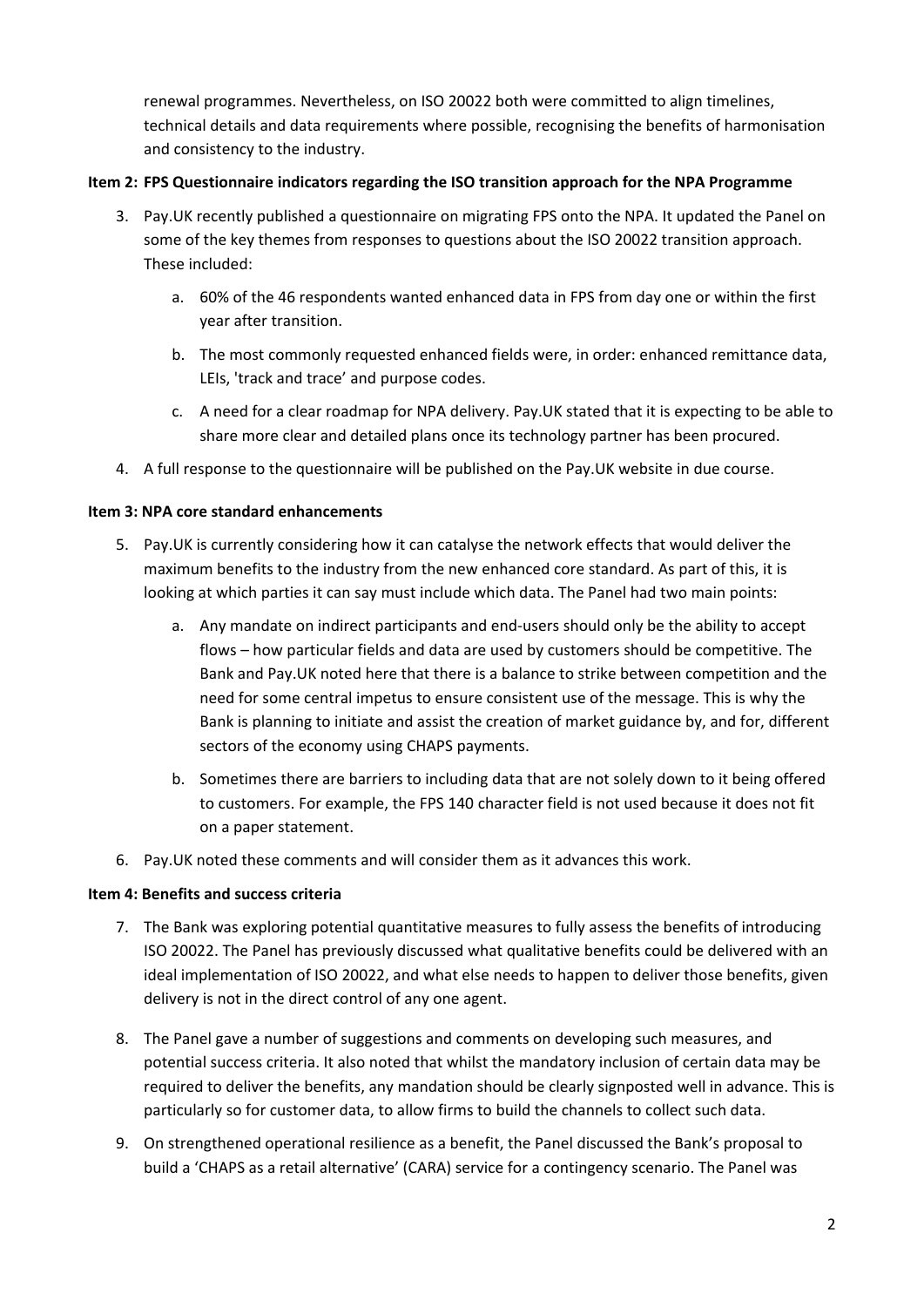renewal programmes. Nevertheless, on ISO 20022 both were committed to align timelines, technical details and data requirements where possible, recognising the benefits of harmonisation and consistency to the industry.

**Item 2: FPS Questionnaire indicators regarding the ISO transition approach for the NPA Programme**

3. Pay.UK recently published a questionnaire on migrating FPS onto the NPA. It updated the Panel on some of the key themes from responses to questions about the ISO 20022 transition approach. These included:

   a. 60% of the 46 respondents wanted enhanced data in FPS from day one or within the first year after transition.

   b. The most commonly requested enhanced fields were, in order: enhanced remittance data, LEIs, 'track and trace' and purpose codes.

   c. A need for a clear roadmap for NPA delivery. Pay.UK stated that it is expecting to be able to share more clear and detailed plans once its technology partner has been procured.

4. A full response to the questionnaire will be published on the Pay.UK website in due course.

**Item 3: NPA core standard enhancements**

5. Pay.UK is currently considering how it can catalyse the network effects that would deliver the maximum benefits to the industry from the new enhanced core standard. As part of this, it is looking at which parties it can say must include which data. The Panel had two main points:

   a. Any mandate on indirect participants and end-users should only be the ability to accept flows – how particular fields and data are used by customers should be competitive. The Bank and Pay.UK noted here that there is a balance to strike between competition and the need for some central impetus to ensure consistent use of the message. This is why the Bank is planning to initiate and assist the creation of market guidance by, and for, different sectors of the economy using CHAPS payments.

   b. Sometimes there are barriers to including data that are not solely down to it being offered to customers. For example, the FPS 140 character field is not used because it does not fit on a paper statement.

6. Pay.UK noted these comments and will consider them as it advances this work.

**Item 4: Benefits and success criteria**

7. The Bank was exploring potential quantitative measures to fully assess the benefits of introducing ISO 20022. The Panel has previously discussed what qualitative benefits could be delivered with an ideal implementation of ISO 20022, and what else needs to happen to deliver those benefits, given delivery is not in the direct control of any one agent.

8. The Panel gave a number of suggestions and comments on developing such measures, and potential success criteria. It also noted that whilst the mandatory inclusion of certain data may be required to deliver the benefits, any mandation should be clearly signposted well in advance. This is particularly so for customer data, to allow firms to build the channels to collect such data.

9. On strengthened operational resilience as a benefit, the Panel discussed the Bank's proposal to build a 'CHAPS as a retail alternative' (CARA) service for a contingency scenario. The Panel was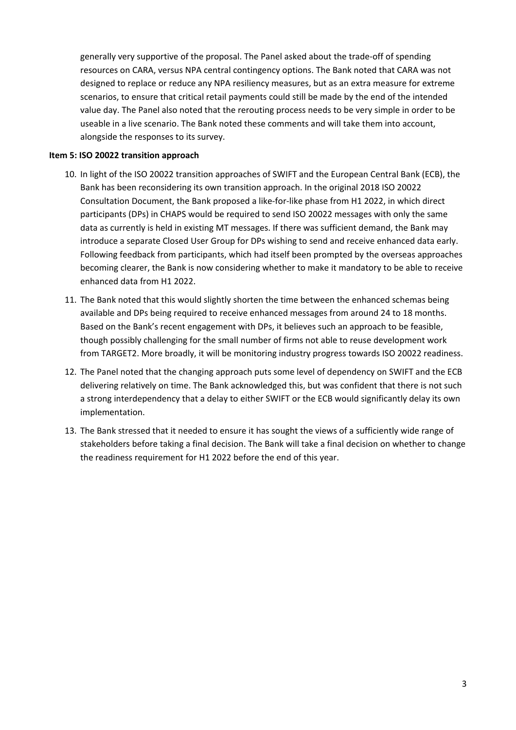generally very supportive of the proposal. The Panel asked about the trade-off of spending resources on CARA, versus NPA central contingency options. The Bank noted that CARA was not designed to replace or reduce any NPA resiliency measures, but as an extra measure for extreme scenarios, to ensure that critical retail payments could still be made by the end of the intended value day. The Panel also noted that the rerouting process needs to be very simple in order to be useable in a live scenario. The Bank noted these comments and will take them into account, alongside the responses to its survey.

**Item 5: ISO 20022 transition approach**

10. In light of the ISO 20022 transition approaches of SWIFT and the European Central Bank (ECB), the Bank has been reconsidering its own transition approach. In the original 2018 ISO 20022 Consultation Document, the Bank proposed a like-for-like phase from H1 2022, in which direct participants (DPs) in CHAPS would be required to send ISO 20022 messages with only the same data as currently is held in existing MT messages. If there was sufficient demand, the Bank may introduce a separate Closed User Group for DPs wishing to send and receive enhanced data early. Following feedback from participants, which had itself been prompted by the overseas approaches becoming clearer, the Bank is now considering whether to make it mandatory to be able to receive enhanced data from H1 2022.
11. The Bank noted that this would slightly shorten the time between the enhanced schemas being available and DPs being required to receive enhanced messages from around 24 to 18 months. Based on the Bank's recent engagement with DPs, it believes such an approach to be feasible, though possibly challenging for the small number of firms not able to reuse development work from TARGET2. More broadly, it will be monitoring industry progress towards ISO 20022 readiness.
12. The Panel noted that the changing approach puts some level of dependency on SWIFT and the ECB delivering relatively on time. The Bank acknowledged this, but was confident that there is not such a strong interdependency that a delay to either SWIFT or the ECB would significantly delay its own implementation.
13. The Bank stressed that it needed to ensure it has sought the views of a sufficiently wide range of stakeholders before taking a final decision. The Bank will take a final decision on whether to change the readiness requirement for H1 2022 before the end of this year.